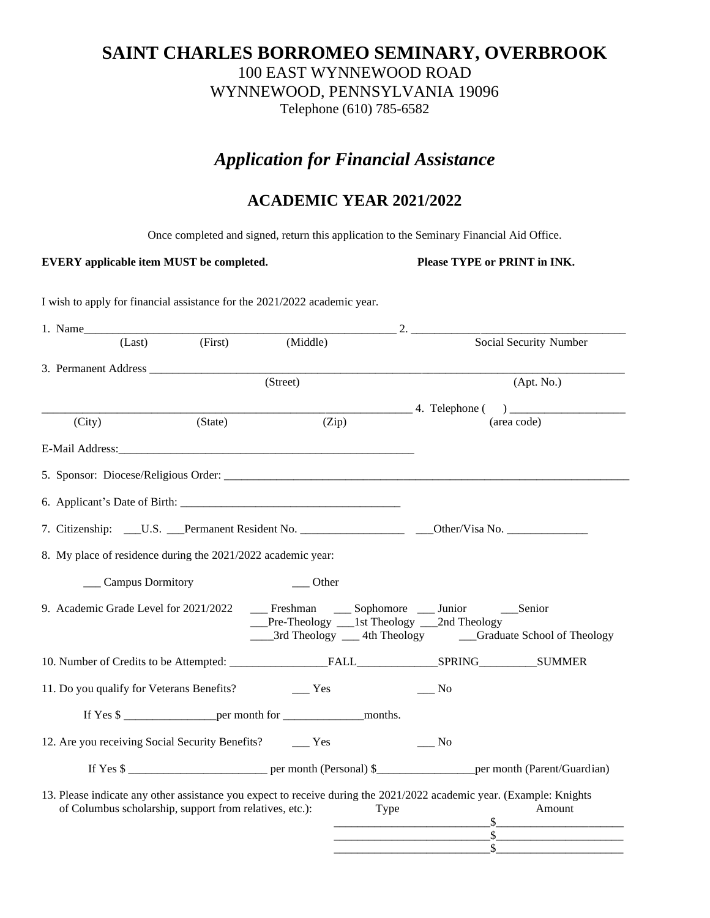# SAINT CHARLES BORROMEO SEMINARY, OVERBROOK

100 EAST WYNNEWOOD ROAD
WYNNEWOOD, PENNSYLVANIA 19096
Telephone (610) 785-6582

## *Application for Financial Assistance*

## ACADEMIC YEAR 2021/2022

Once completed and signed, return this application to the Seminary Financial Aid Office.

**EVERY applicable item MUST be completed.** **Please TYPE or PRINT in INK.**

I wish to apply for financial assistance for the 2021/2022 academic year.

1. Name_____________________________________________________ 2. ____________________________________
(Last) (First) (Middle) Social Security Number

3. Permanent Address ____________________________________________________________________________
(Street) (Apt. No.)

_______________________________________________________________ 4. Telephone (   ) ____________________
(City) (State) (Zip) (area code)

E-Mail Address:_____________________________________________________

5. Sponsor: Diocese/Religious Order: ___________________________________________________________________________

6. Applicant's Date of Birth: ______________________________________

7. Citizenship: ___U.S. ___Permanent Resident No. __________________ ___Other/Visa No. ______________

8. My place of residence during the 2021/2022 academic year:

___ Campus Dormitory ___ Other

9. Academic Grade Level for 2021/2022 ___ Freshman ___ Sophomore ___ Junior ___Senior
___Pre-Theology ___1st Theology ___2nd Theology
____3rd Theology ___ 4th Theology ___Graduate School of Theology

10. Number of Credits to be Attempted: _________________FALL______________SPRING__________SUMMER

11. Do you qualify for Veterans Benefits? ___ Yes ___ No

If Yes $ ________________per month for ______________months.

12. Are you receiving Social Security Benefits? ___ Yes ___ No

If Yes $ ________________________ per month (Personal) $_________________per month (Parent/Guardian)

13. Please indicate any other assistance you expect to receive during the 2021/2022 academic year. (Example: Knights of Columbus scholarship, support from relatives, etc.):

| Type | Amount |
|---|---|
| ___________________________ | $______________________ |
| ___________________________ | $______________________ |
| ___________________________ | $______________________ |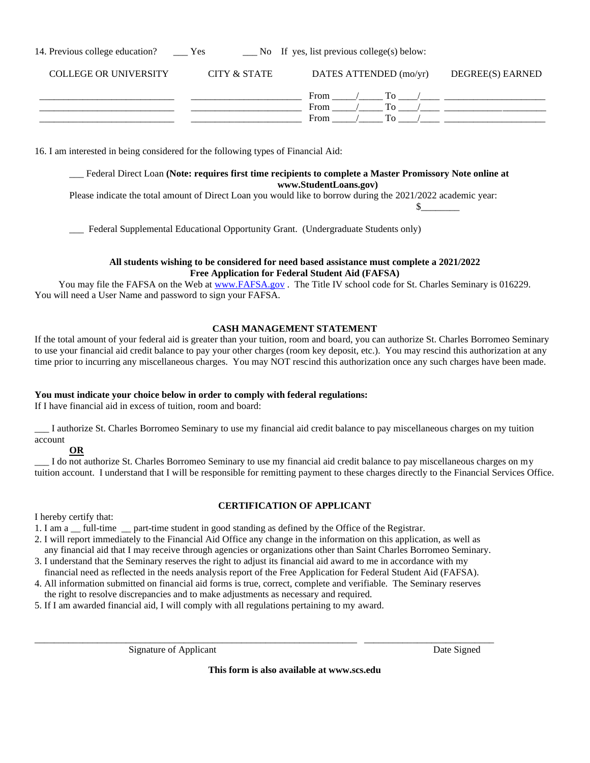14. Previous college education? ___ Yes ___ No If yes, list previous college(s) below:

| COLLEGE OR UNIVERSITY | CITY & STATE | DATES ATTENDED (mo/yr) | DEGREE(S) EARNED |
|---|---|---|---|
| ____________________________ | ________________________ | From _____/_____ To ____/____ | ______________________ |
| ____________________________ | ________________________ | From _____/_____ To ____/____ | ______________________ |
| ____________________________ | ________________________ | From _____/_____ To ____/____ | ______________________ |

16. I am interested in being considered for the following types of Financial Aid:

___ Federal Direct Loan **(Note: requires first time recipients to complete a Master Promissory Note online at www.StudentLoans.gov)**

Please indicate the total amount of Direct Loan you would like to borrow during the 2021/2022 academic year: $________

___ Federal Supplemental Educational Opportunity Grant. (Undergraduate Students only)

**All students wishing to be considered for need based assistance must complete a 2021/2022 Free Application for Federal Student Aid (FAFSA)**

You may file the FAFSA on the Web at www.FAFSA.gov . The Title IV school code for St. Charles Seminary is 016229. You will need a User Name and password to sign your FAFSA.

## CASH MANAGEMENT STATEMENT

If the total amount of your federal aid is greater than your tuition, room and board, you can authorize St. Charles Borromeo Seminary to use your financial aid credit balance to pay your other charges (room key deposit, etc.). You may rescind this authorization at any time prior to incurring any miscellaneous charges. You may NOT rescind this authorization once any such charges have been made.

**You must indicate your choice below in order to comply with federal regulations:**

If I have financial aid in excess of tuition, room and board:

___ I authorize St. Charles Borromeo Seminary to use my financial aid credit balance to pay miscellaneous charges on my tuition account

**OR**

___ I do not authorize St. Charles Borromeo Seminary to use my financial aid credit balance to pay miscellaneous charges on my tuition account. I understand that I will be responsible for remitting payment to these charges directly to the Financial Services Office.

## CERTIFICATION OF APPLICANT

I hereby certify that:

1. I am a __ full-time __ part-time student in good standing as defined by the Office of the Registrar.
2. I will report immediately to the Financial Aid Office any change in the information on this application, as well as any financial aid that I may receive through agencies or organizations other than Saint Charles Borromeo Seminary.
3. I understand that the Seminary reserves the right to adjust its financial aid award to me in accordance with my financial need as reflected in the needs analysis report of the Free Application for Federal Student Aid (FAFSA).
4. All information submitted on financial aid forms is true, correct, complete and verifiable. The Seminary reserves the right to resolve discrepancies and to make adjustments as necessary and required.
5. If I am awarded financial aid, I will comply with all regulations pertaining to my award.

_________________________________________________________________ ___________________________

Signature of Applicant Date Signed

**This form is also available at www.scs.edu**